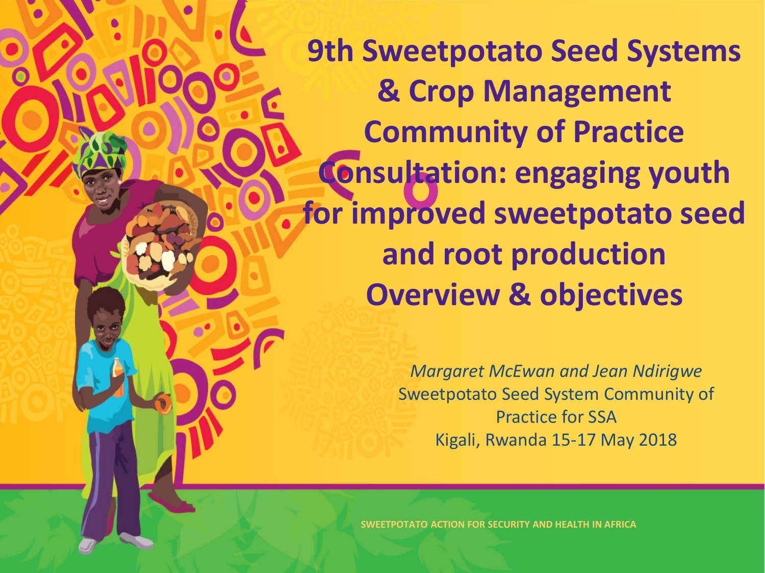# 9th Sweetpotato Seed Systems & Crop Management Community of Practice Consultation: engaging youth for improved sweetpotato seed and root production Overview & objectives

*Margaret McEwan and Jean Ndirigwe*

Sweetpotato Seed System Community of Practice for SSA

Kigali, Rwanda 15-17 May 2018

SWEETPOTATO ACTION FOR SECURITY AND HEALTH IN AFRICA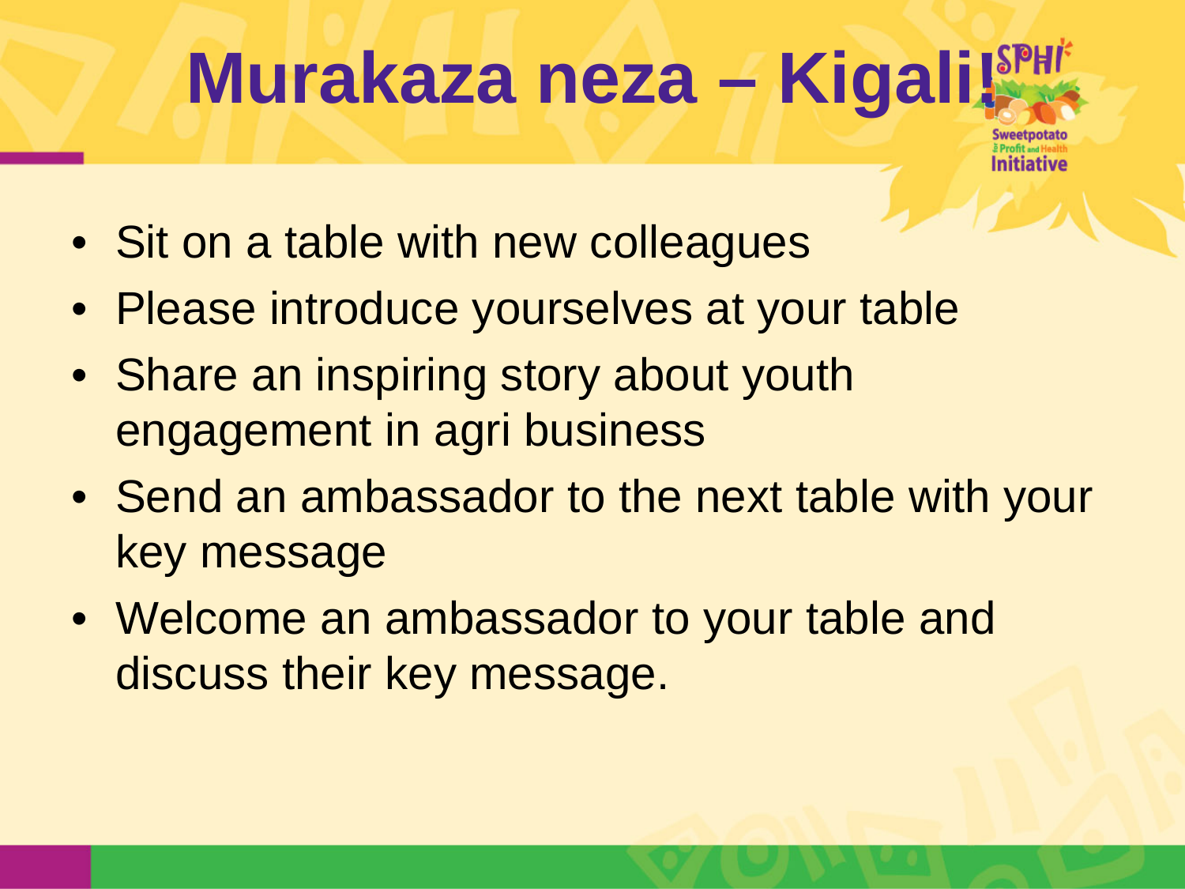# Murakaza neza – Kigali!

- Sit on a table with new colleagues
- Please introduce yourselves at your table
- Share an inspiring story about youth engagement in agri business
- Send an ambassador to the next table with your key message
- Welcome an ambassador to your table and discuss their key message.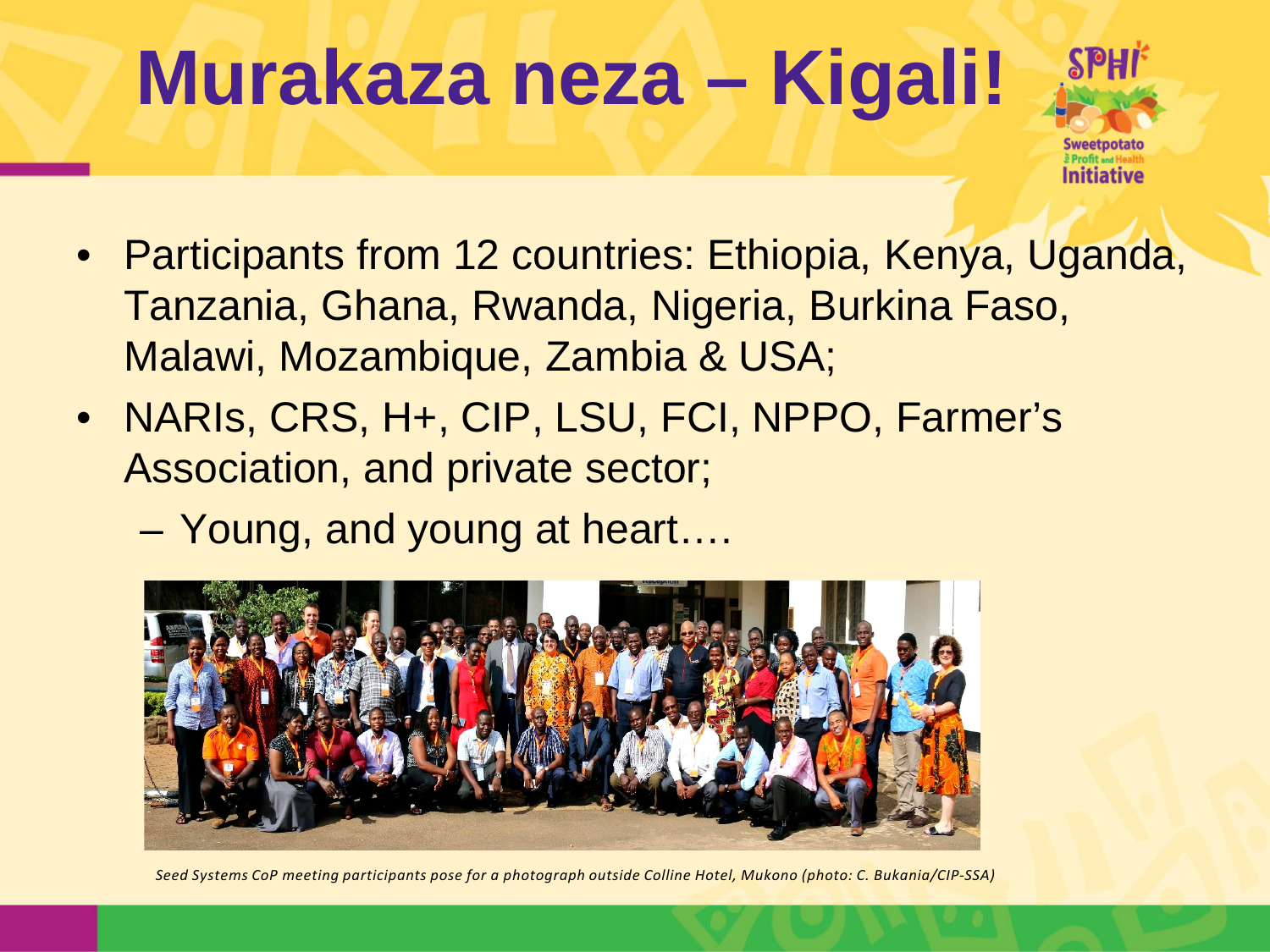# Murakaza neza – Kigali!

- Participants from 12 countries: Ethiopia, Kenya, Uganda, Tanzania, Ghana, Rwanda, Nigeria, Burkina Faso, Malawi, Mozambique, Zambia & USA;
- NARIs, CRS, H+, CIP, LSU, FCI, NPPO, Farmer's Association, and private sector;
  - Young, and young at heart….

*Seed Systems CoP meeting participants pose for a photograph outside Colline Hotel, Mukono (photo: C. Bukania/CIP-SSA)*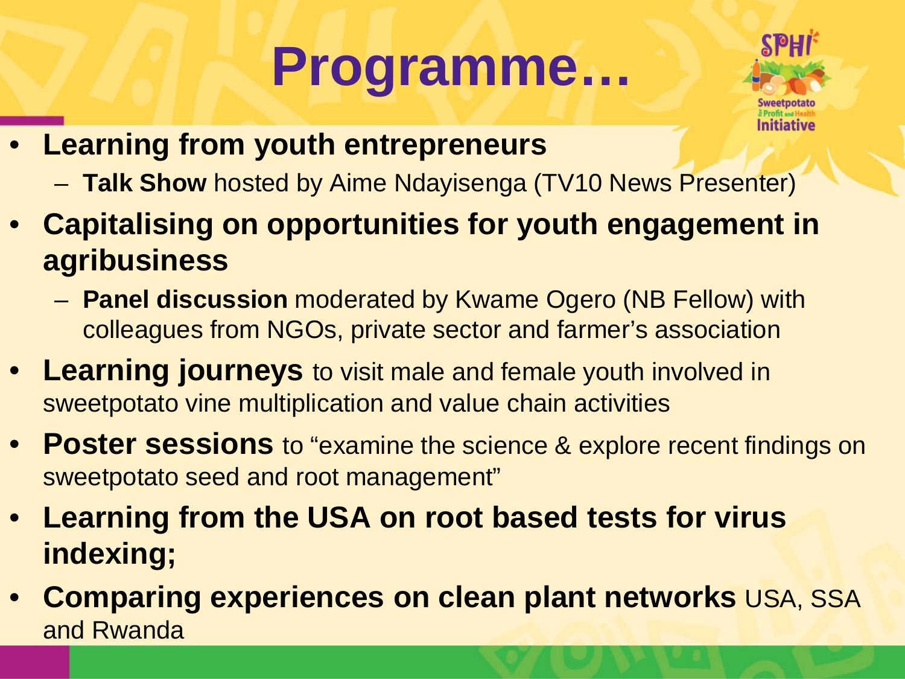# Programme…

- **Learning from youth entrepreneurs**
  - **Talk Show** hosted by Aime Ndayisenga (TV10 News Presenter)
- **Capitalising on opportunities for youth engagement in agribusiness**
  - **Panel discussion** moderated by Kwame Ogero (NB Fellow) with colleagues from NGOs, private sector and farmer's association
- **Learning journeys** to visit male and female youth involved in sweetpotato vine multiplication and value chain activities
- **Poster sessions** to "examine the science & explore recent findings on sweetpotato seed and root management"
- **Learning from the USA on root based tests for virus indexing;**
- **Comparing experiences on clean plant networks** USA, SSA and Rwanda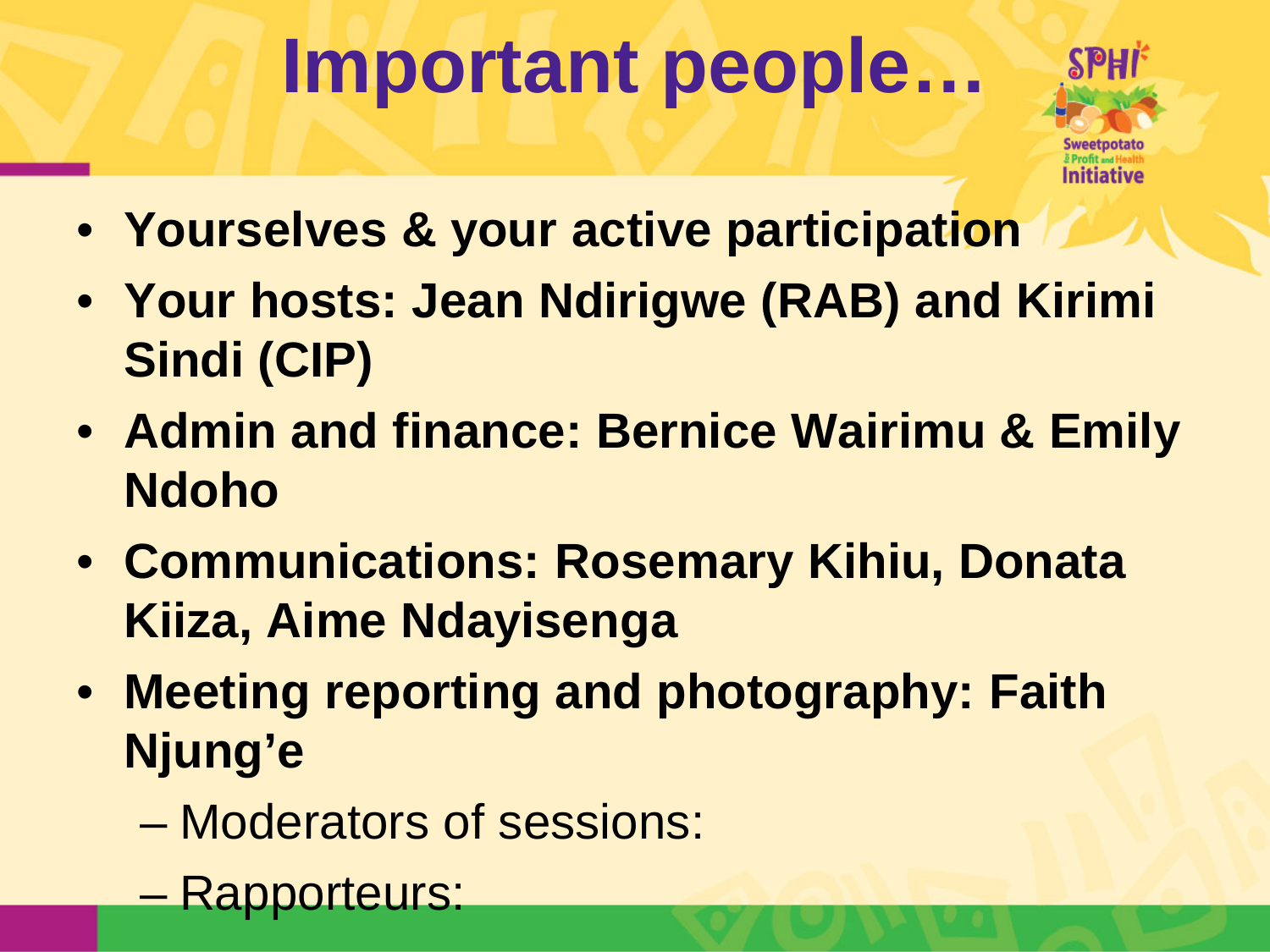# Important people…

- **Yourselves & your active participation**
- **Your hosts: Jean Ndirigwe (RAB) and Kirimi Sindi (CIP)**
- **Admin and finance: Bernice Wairimu & Emily Ndoho**
- **Communications: Rosemary Kihiu, Donata Kiiza, Aime Ndayisenga**
- **Meeting reporting and photography: Faith Njung'e**
  - Moderators of sessions:
  - Rapporteurs: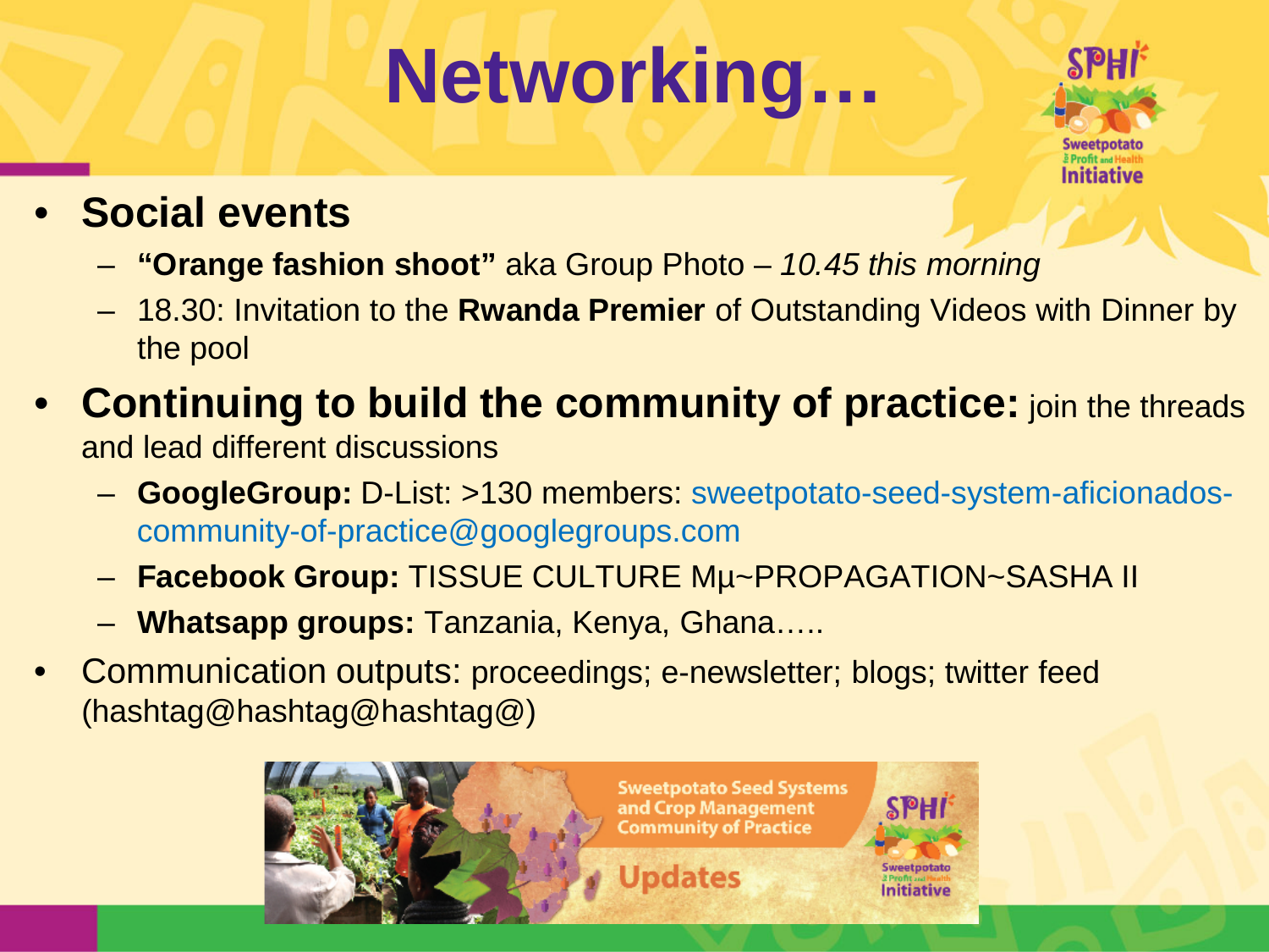# Networking…

- **Social events**
  - **"Orange fashion shoot"** aka Group Photo – *10.45 this morning*
  - 18.30: Invitation to the **Rwanda Premier** of Outstanding Videos with Dinner by the pool
- **Continuing to build the community of practice:** join the threads and lead different discussions
  - **GoogleGroup:** D-List: >130 members: sweetpotato-seed-system-aficionados-community-of-practice@googlegroups.com
  - **Facebook Group:** TISSUE CULTURE Mμ~PROPAGATION~SASHA II
  - **Whatsapp groups:** Tanzania, Kenya, Ghana…..
- Communication outputs: proceedings; e-newsletter; blogs; twitter feed (hashtag@hashtag@hashtag@)